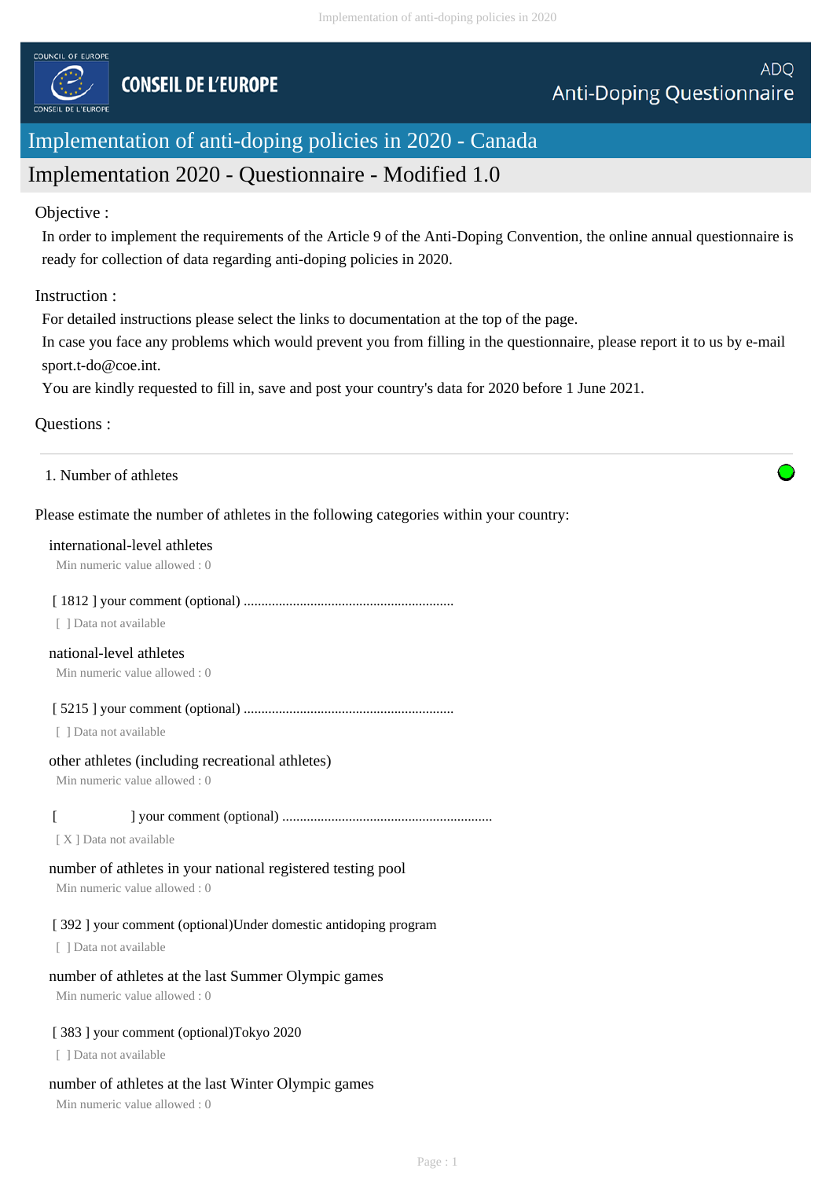COUNCIL OF EUROPE

CONSEIL DE L'EUROPE

ADQ

Anti-Doping Questionnaire

# Implementation of anti-doping policies in 2020 - Canada

## Implementation 2020 - Questionnaire - Modified 1.0

Objective :

In order to implement the requirements of the Article 9 of the Anti-Doping Convention, the online annual questionnaire is ready for collection of data regarding anti-doping policies in 2020.

Instruction :

For detailed instructions please select the links to documentation at the top of the page.
In case you face any problems which would prevent you from filling in the questionnaire, please report it to us by e-mail sport.t-do@coe.int.
You are kindly requested to fill in, save and post your country's data for 2020 before 1 June 2021.

Questions :

---

1. Number of athletes

Please estimate the number of athletes in the following categories within your country:

international-level athletes
Min numeric value allowed : 0

[ 1812 ] your comment (optional) ..........................................................
[ ] Data not available

national-level athletes
Min numeric value allowed : 0

[ 5215 ] your comment (optional) ..........................................................
[ ] Data not available

other athletes (including recreational athletes)
Min numeric value allowed : 0

[ ] your comment (optional) ..........................................................
[ X ] Data not available

number of athletes in your national registered testing pool
Min numeric value allowed : 0

[ 392 ] your comment (optional)Under domestic antidoping program
[ ] Data not available

number of athletes at the last Summer Olympic games
Min numeric value allowed : 0

[ 383 ] your comment (optional)Tokyo 2020
[ ] Data not available

number of athletes at the last Winter Olympic games
Min numeric value allowed : 0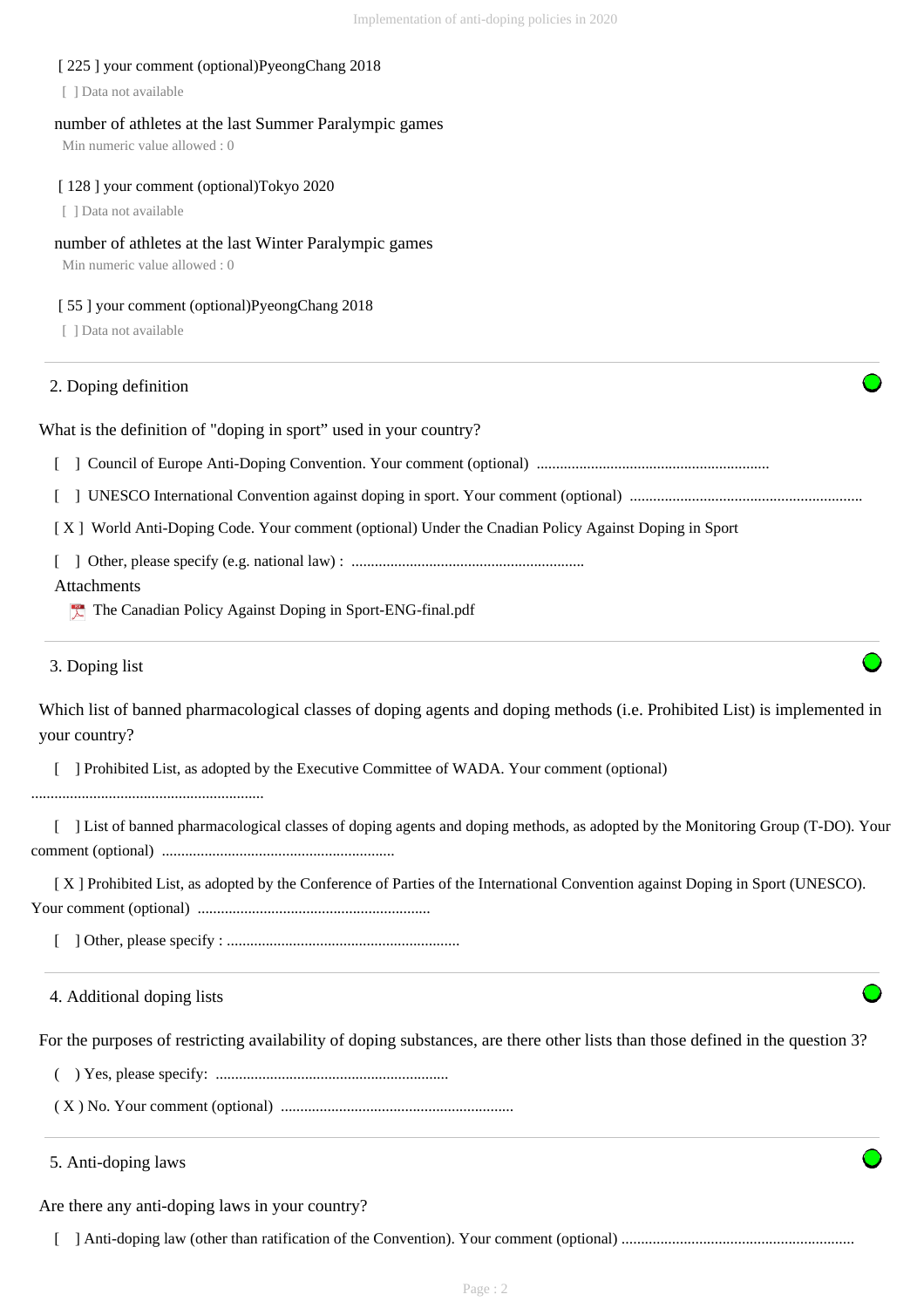[ 225 ] your comment (optional)PyeongChang 2018

[ ] Data not available

number of athletes at the last Summer Paralympic games

Min numeric value allowed : 0

[ 128 ] your comment (optional)Tokyo 2020

[ ] Data not available

number of athletes at the last Winter Paralympic games

Min numeric value allowed : 0

[ 55 ] your comment (optional)PyeongChang 2018

[ ] Data not available

## 2. Doping definition

What is the definition of "doping in sport" used in your country?

[ ] Council of Europe Anti-Doping Convention. Your comment (optional) ............................................................

[ ] UNESCO International Convention against doping in sport. Your comment (optional) ............................................................

[ X ] World Anti-Doping Code. Your comment (optional) Under the Cnadian Policy Against Doping in Sport

[ ] Other, please specify (e.g. national law) : ............................................................

Attachments

The Canadian Policy Against Doping in Sport-ENG-final.pdf

## 3. Doping list

Which list of banned pharmacological classes of doping agents and doping methods (i.e. Prohibited List) is implemented in your country?

[ ] Prohibited List, as adopted by the Executive Committee of WADA. Your comment (optional) ............................................................

[ ] List of banned pharmacological classes of doping agents and doping methods, as adopted by the Monitoring Group (T-DO). Your comment (optional) ............................................................

[ X ] Prohibited List, as adopted by the Conference of Parties of the International Convention against Doping in Sport (UNESCO). Your comment (optional) ............................................................

[ ] Other, please specify : ............................................................

## 4. Additional doping lists

For the purposes of restricting availability of doping substances, are there other lists than those defined in the question 3?

( ) Yes, please specify: ............................................................

( X ) No. Your comment (optional) ............................................................

## 5. Anti-doping laws

Are there any anti-doping laws in your country?

[ ] Anti-doping law (other than ratification of the Convention). Your comment (optional) ............................................................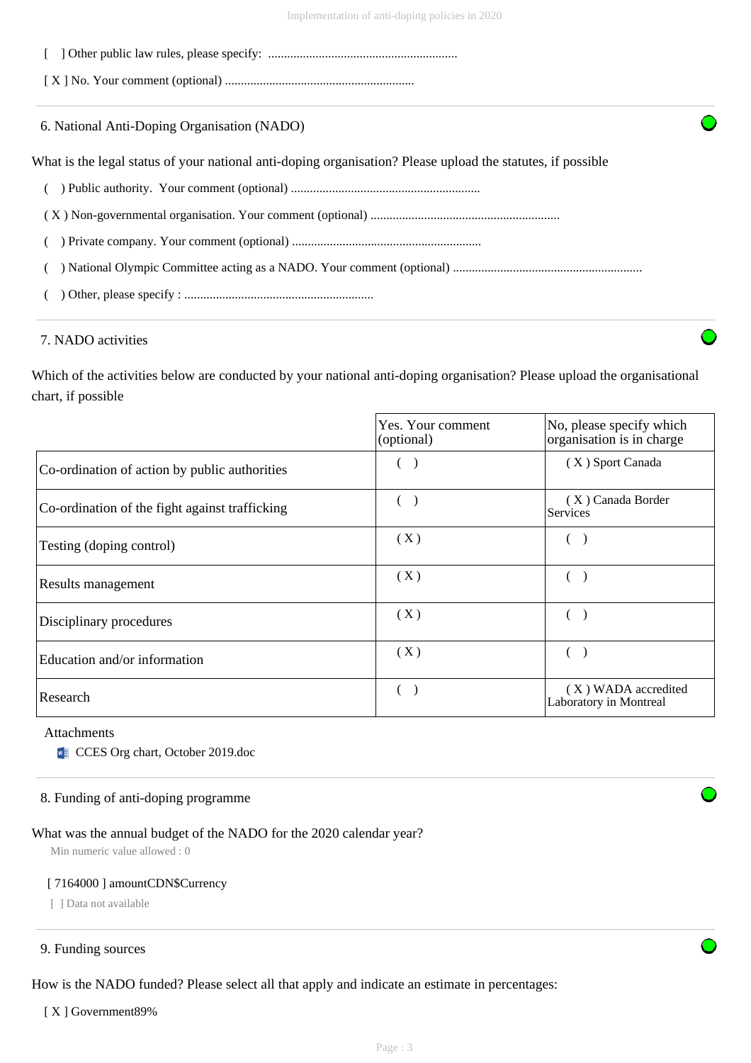[ ] Other public law rules, please specify: ............................................................

[ X ] No. Your comment (optional) ............................................................

## 6. National Anti-Doping Organisation (NADO)

What is the legal status of your national anti-doping organisation? Please upload the statutes, if possible

( ) Public authority. Your comment (optional) ............................................................

( X ) Non-governmental organisation. Your comment (optional) ............................................................

( ) Private company. Your comment (optional) ............................................................

( ) National Olympic Committee acting as a NADO. Your comment (optional) ............................................................

( ) Other, please specify : ............................................................

## 7. NADO activities

Which of the activities below are conducted by your national anti-doping organisation? Please upload the organisational chart, if possible

| | Yes. Your comment (optional) | No, please specify which organisation is in charge |
|---|---|---|
| Co-ordination of action by public authorities | ( ) | ( X ) Sport Canada |
| Co-ordination of the fight against trafficking | ( ) | ( X ) Canada Border Services |
| Testing (doping control) | ( X ) | ( ) |
| Results management | ( X ) | ( ) |
| Disciplinary procedures | ( X ) | ( ) |
| Education and/or information | ( X ) | ( ) |
| Research | ( ) | ( X ) WADA accredited Laboratory in Montreal |

Attachments

- CCES Org chart, October 2019.doc

## 8. Funding of anti-doping programme

What was the annual budget of the NADO for the 2020 calendar year?

Min numeric value allowed : 0

[ 7164000 ] amountCDN$Currency

[ ] Data not available

## 9. Funding sources

How is the NADO funded? Please select all that apply and indicate an estimate in percentages:

[ X ] Government89%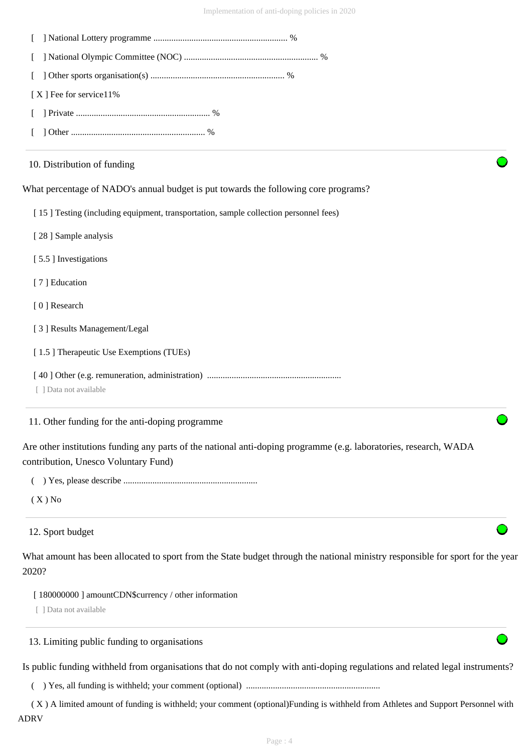[ ] National Lottery programme ........................................................... %

[ ] National Olympic Committee (NOC) ........................................................... %

[ ] Other sports organisation(s) ........................................................... %

[ X ] Fee for service11%

[ ] Private ........................................................... %

[ ] Other ........................................................... %

10. Distribution of funding

What percentage of NADO's annual budget is put towards the following core programs?

[ 15 ] Testing (including equipment, transportation, sample collection personnel fees)

[ 28 ] Sample analysis

[ 5.5 ] Investigations

[ 7 ] Education

[ 0 ] Research

[ 3 ] Results Management/Legal

[ 1.5 ] Therapeutic Use Exemptions (TUEs)

[ 40 ] Other (e.g. remuneration, administration) ...........................................................

[ ] Data not available

11. Other funding for the anti-doping programme

Are other institutions funding any parts of the national anti-doping programme (e.g. laboratories, research, WADA contribution, Unesco Voluntary Fund)

( ) Yes, please describe ...........................................................

( X ) No

12. Sport budget

What amount has been allocated to sport from the State budget through the national ministry responsible for sport for the year 2020?

[ 180000000 ] amountCDN$currency / other information

[ ] Data not available

13. Limiting public funding to organisations

Is public funding withheld from organisations that do not comply with anti-doping regulations and related legal instruments?

( ) Yes, all funding is withheld; your comment (optional) ...........................................................

( X ) A limited amount of funding is withheld; your comment (optional)Funding is withheld from Athletes and Support Personnel with ADRV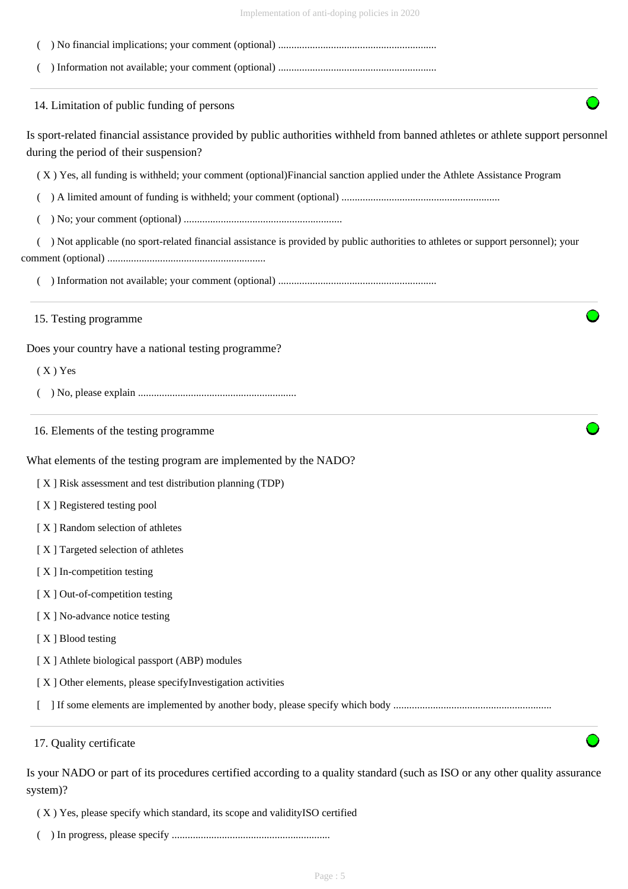( ) No financial implications; your comment (optional) ............................................................

( ) Information not available; your comment (optional) ............................................................

## 14. Limitation of public funding of persons

Is sport-related financial assistance provided by public authorities withheld from banned athletes or athlete support personnel during the period of their suspension?

( X ) Yes, all funding is withheld; your comment (optional)Financial sanction applied under the Athlete Assistance Program

( ) A limited amount of funding is withheld; your comment (optional) ............................................................

( ) No; your comment (optional) ............................................................

( ) Not applicable (no sport-related financial assistance is provided by public authorities to athletes or support personnel); your comment (optional) ............................................................

( ) Information not available; your comment (optional) ............................................................

## 15. Testing programme

Does your country have a national testing programme?

( X ) Yes

( ) No, please explain ............................................................

## 16. Elements of the testing programme

What elements of the testing program are implemented by the NADO?

[ X ] Risk assessment and test distribution planning (TDP)

[ X ] Registered testing pool

[ X ] Random selection of athletes

[ X ] Targeted selection of athletes

[ X ] In-competition testing

[ X ] Out-of-competition testing

[ X ] No-advance notice testing

[ X ] Blood testing

[ X ] Athlete biological passport (ABP) modules

[ X ] Other elements, please specifyInvestigation activities

[ ] If some elements are implemented by another body, please specify which body ............................................................

## 17. Quality certificate

Is your NADO or part of its procedures certified according to a quality standard (such as ISO or any other quality assurance system)?

( X ) Yes, please specify which standard, its scope and validityISO certified

( ) In progress, please specify ............................................................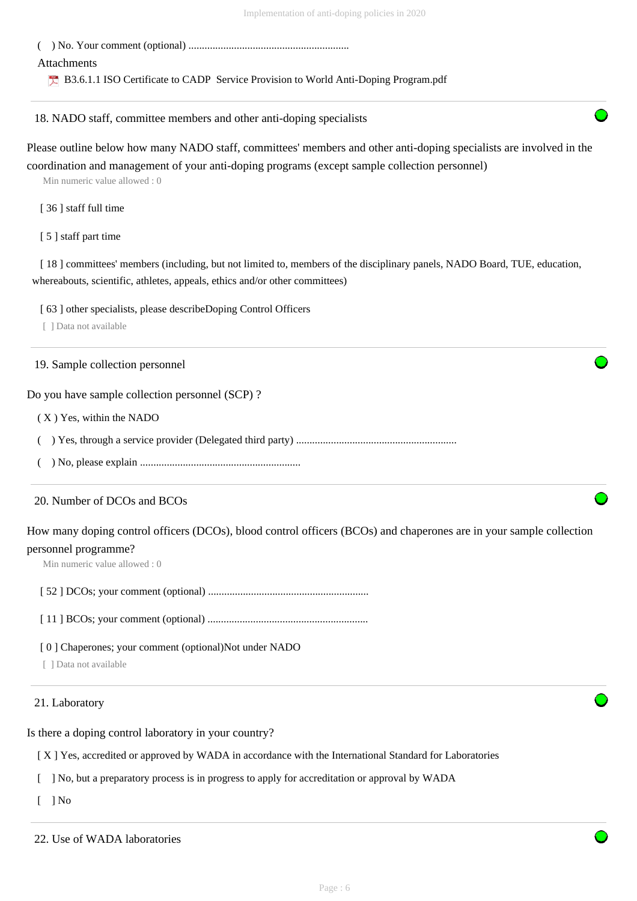( ) No. Your comment (optional) ............................................................

Attachments

B3.6.1.1 ISO Certificate to CADP Service Provision to World Anti-Doping Program.pdf

## 18. NADO staff, committee members and other anti-doping specialists

Please outline below how many NADO staff, committees' members and other anti-doping specialists are involved in the coordination and management of your anti-doping programs (except sample collection personnel)

Min numeric value allowed : 0

[ 36 ] staff full time

[ 5 ] staff part time

[ 18 ] committees' members (including, but not limited to, members of the disciplinary panels, NADO Board, TUE, education, whereabouts, scientific, athletes, appeals, ethics and/or other committees)

[ 63 ] other specialists, please describeDoping Control Officers

[ ] Data not available

## 19. Sample collection personnel

Do you have sample collection personnel (SCP) ?

( X ) Yes, within the NADO

( ) Yes, through a service provider (Delegated third party) ............................................................

( ) No, please explain ............................................................

## 20. Number of DCOs and BCOs

How many doping control officers (DCOs), blood control officers (BCOs) and chaperones are in your sample collection personnel programme?

Min numeric value allowed : 0

[ 52 ] DCOs; your comment (optional) ............................................................

[ 11 ] BCOs; your comment (optional) ............................................................

[ 0 ] Chaperones; your comment (optional)Not under NADO

[ ] Data not available

## 21. Laboratory

Is there a doping control laboratory in your country?

[ X ] Yes, accredited or approved by WADA in accordance with the International Standard for Laboratories

[ ] No, but a preparatory process is in progress to apply for accreditation or approval by WADA

[ ] No

## 22. Use of WADA laboratories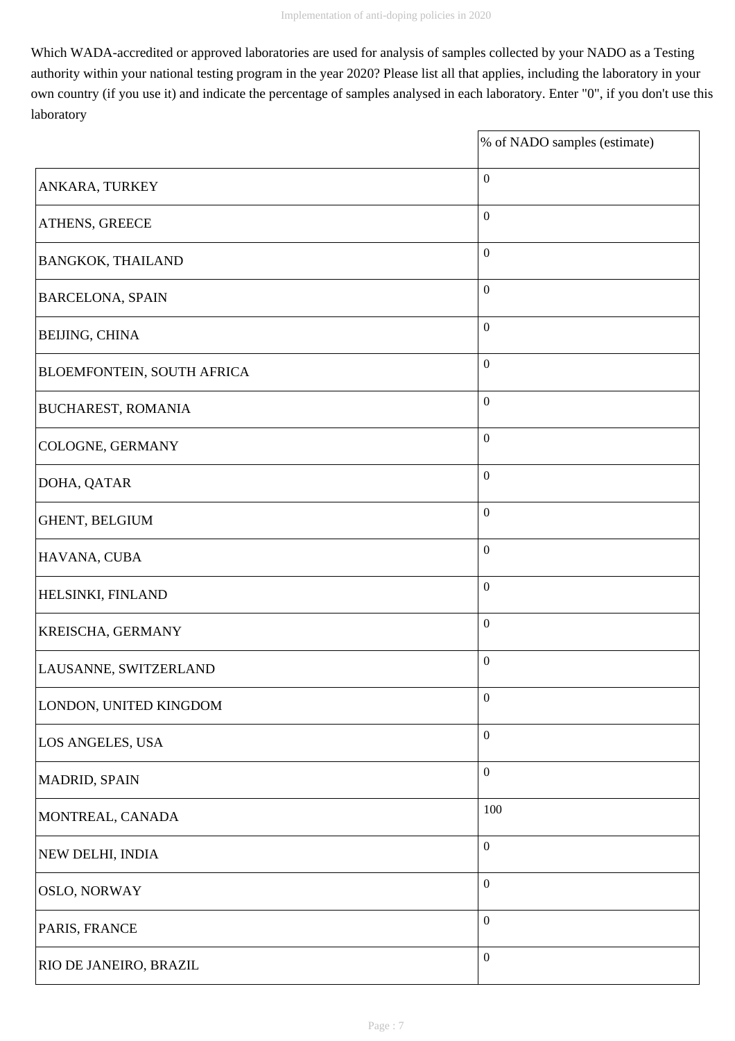Which WADA-accredited or approved laboratories are used for analysis of samples collected by your NADO as a Testing authority within your national testing program in the year 2020? Please list all that applies, including the laboratory in your own country (if you use it) and indicate the percentage of samples analysed in each laboratory. Enter "0", if you don't use this laboratory

| | % of NADO samples (estimate) |
|---|---|
| ANKARA, TURKEY | 0 |
| ATHENS, GREECE | 0 |
| BANGKOK, THAILAND | 0 |
| BARCELONA, SPAIN | 0 |
| BEIJING, CHINA | 0 |
| BLOEMFONTEIN, SOUTH AFRICA | 0 |
| BUCHAREST, ROMANIA | 0 |
| COLOGNE, GERMANY | 0 |
| DOHA, QATAR | 0 |
| GHENT, BELGIUM | 0 |
| HAVANA, CUBA | 0 |
| HELSINKI, FINLAND | 0 |
| KREISCHA, GERMANY | 0 |
| LAUSANNE, SWITZERLAND | 0 |
| LONDON, UNITED KINGDOM | 0 |
| LOS ANGELES, USA | 0 |
| MADRID, SPAIN | 0 |
| MONTREAL, CANADA | 100 |
| NEW DELHI, INDIA | 0 |
| OSLO, NORWAY | 0 |
| PARIS, FRANCE | 0 |
| RIO DE JANEIRO, BRAZIL | 0 |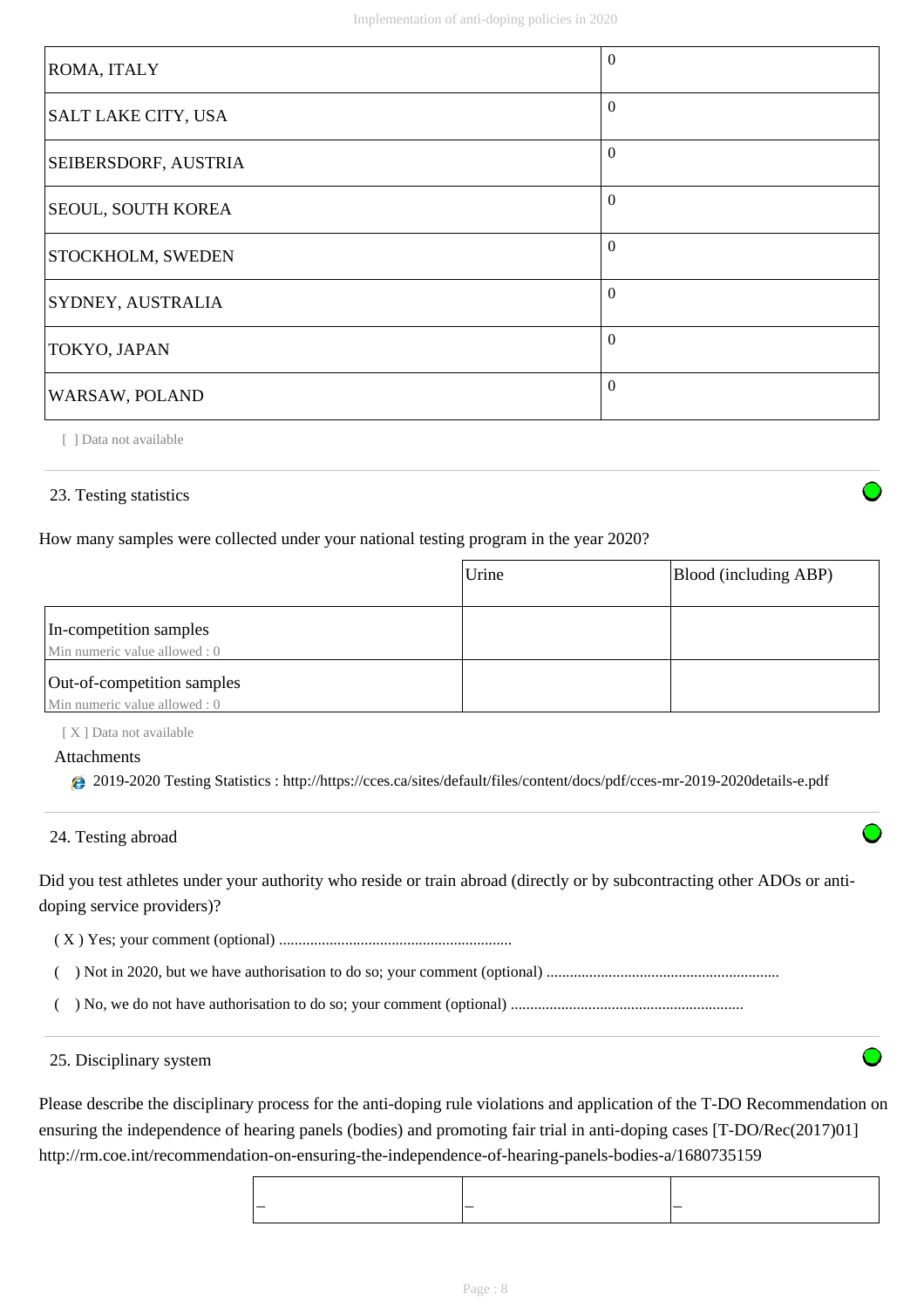| | |
|---|---|
| ROMA, ITALY | 0 |
| SALT LAKE CITY, USA | 0 |
| SEIBERSDORF, AUSTRIA | 0 |
| SEOUL, SOUTH KOREA | 0 |
| STOCKHOLM, SWEDEN | 0 |
| SYDNEY, AUSTRALIA | 0 |
| TOKYO, JAPAN | 0 |
| WARSAW, POLAND | 0 |

[ ] Data not available

## 23. Testing statistics

How many samples were collected under your national testing program in the year 2020?

| | Urine | Blood (including ABP) |
|---|---|---|
| In-competition samples<br>Min numeric value allowed : 0 | | |
| Out-of-competition samples<br>Min numeric value allowed : 0 | | |

[ X ] Data not available

Attachments

- 2019-2020 Testing Statistics : http://https://cces.ca/sites/default/files/content/docs/pdf/cces-mr-2019-2020details-e.pdf

## 24. Testing abroad

Did you test athletes under your authority who reside or train abroad (directly or by subcontracting other ADOs or anti-doping service providers)?

( X ) Yes; your comment (optional) ...........................................................

(   ) Not in 2020, but we have authorisation to do so; your comment (optional) ...........................................................

(   ) No, we do not have authorisation to do so; your comment (optional) ...........................................................

## 25. Disciplinary system

Please describe the disciplinary process for the anti-doping rule violations and application of the T-DO Recommendation on ensuring the independence of hearing panels (bodies) and promoting fair trial in anti-doping cases [T-DO/Rec(2017)01] http://rm.coe.int/recommendation-on-ensuring-the-independence-of-hearing-panels-bodies-a/1680735159

| – | – | – |
|---|---|---|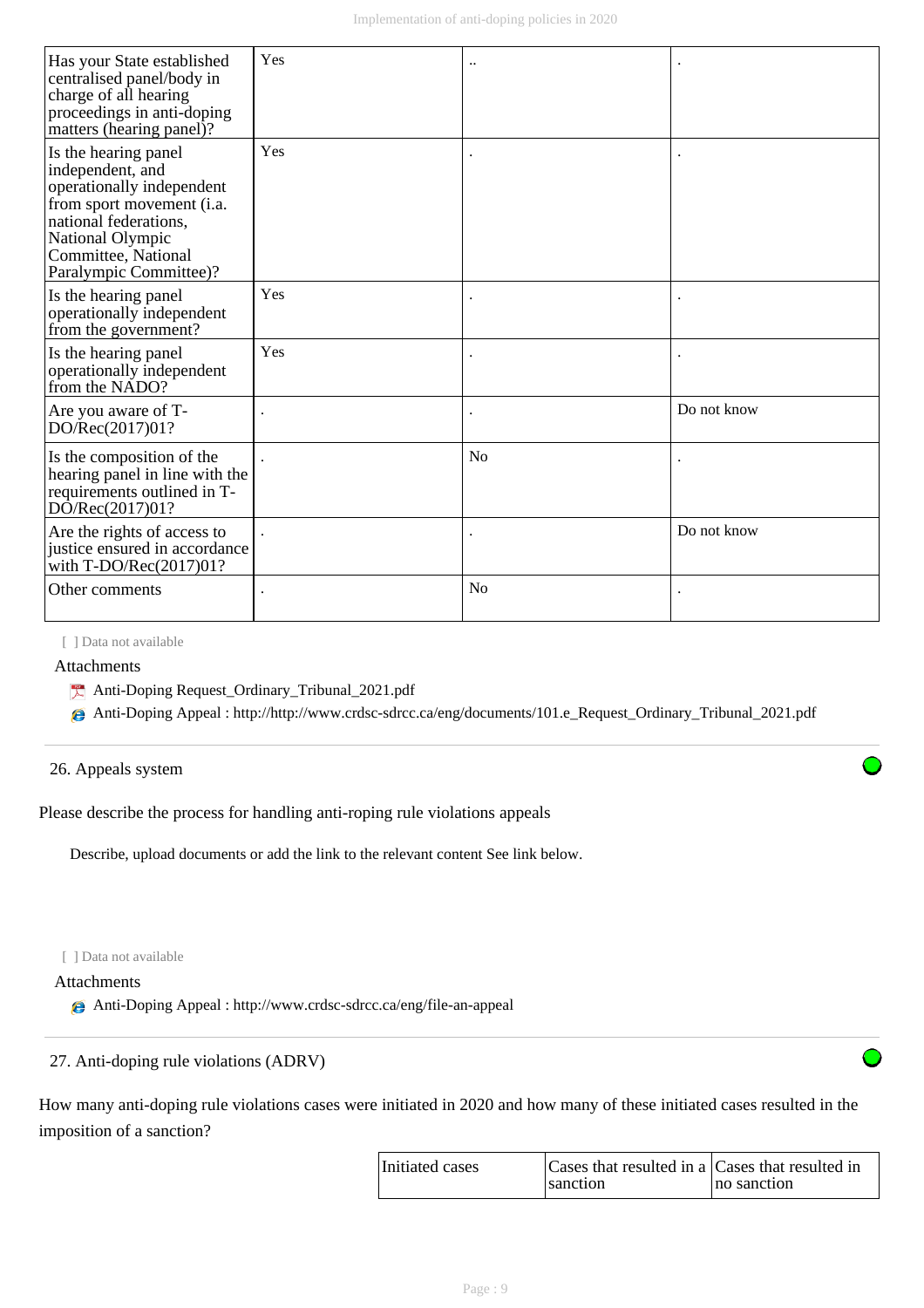| Has your State established centralised panel/body in charge of all hearing proceedings in anti-doping matters (hearing panel)? | Yes | .. | . |
|---|---|---|---|
| Is the hearing panel independent, and operationally independent from sport movement (i.a. national federations, National Olympic Committee, National Paralympic Committee)? | Yes | . | . |
| Is the hearing panel operationally independent from the government? | Yes | . | . |
| Is the hearing panel operationally independent from the NADO? | Yes | . | . |
| Are you aware of T-DO/Rec(2017)01? | . | . | Do not know |
| Is the composition of the hearing panel in line with the requirements outlined in T-DO/Rec(2017)01? | . | No | . |
| Are the rights of access to justice ensured in accordance with T-DO/Rec(2017)01? | . | . | Do not know |
| Other comments | . | No | . |

[ ] Data not available

Attachments

- Anti-Doping Request_Ordinary_Tribunal_2021.pdf
- Anti-Doping Appeal : http://http://www.crdsc-sdrcc.ca/eng/documents/101.e_Request_Ordinary_Tribunal_2021.pdf

## 26. Appeals system

Please describe the process for handling anti-roping rule violations appeals

Describe, upload documents or add the link to the relevant content See link below.

[ ] Data not available

Attachments

- Anti-Doping Appeal : http://www.crdsc-sdrcc.ca/eng/file-an-appeal

## 27. Anti-doping rule violations (ADRV)

How many anti-doping rule violations cases were initiated in 2020 and how many of these initiated cases resulted in the imposition of a sanction?

| Initiated cases | Cases that resulted in a sanction | Cases that resulted in no sanction |
|---|---|---|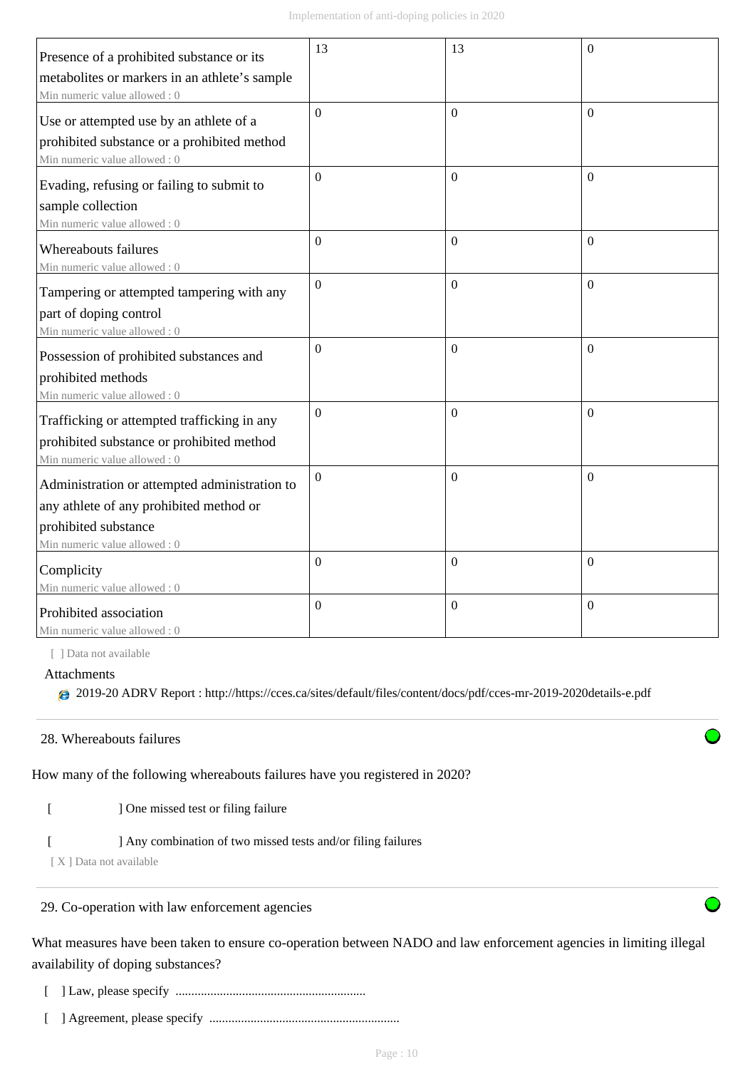| | | | |
|---|---|---|---|
| Presence of a prohibited substance or its metabolites or markers in an athlete's sample<br>Min numeric value allowed : 0 | 13 | 13 | 0 |
| Use or attempted use by an athlete of a prohibited substance or a prohibited method<br>Min numeric value allowed : 0 | 0 | 0 | 0 |
| Evading, refusing or failing to submit to sample collection<br>Min numeric value allowed : 0 | 0 | 0 | 0 |
| Whereabouts failures<br>Min numeric value allowed : 0 | 0 | 0 | 0 |
| Tampering or attempted tampering with any part of doping control<br>Min numeric value allowed : 0 | 0 | 0 | 0 |
| Possession of prohibited substances and prohibited methods<br>Min numeric value allowed : 0 | 0 | 0 | 0 |
| Trafficking or attempted trafficking in any prohibited substance or prohibited method<br>Min numeric value allowed : 0 | 0 | 0 | 0 |
| Administration or attempted administration to any athlete of any prohibited method or prohibited substance<br>Min numeric value allowed : 0 | 0 | 0 | 0 |
| Complicity<br>Min numeric value allowed : 0 | 0 | 0 | 0 |
| Prohibited association<br>Min numeric value allowed : 0 | 0 | 0 | 0 |

[ ] Data not available

Attachments

2019-20 ADRV Report : http://https://cces.ca/sites/default/files/content/docs/pdf/cces-mr-2019-2020details-e.pdf

28. Whereabouts failures

How many of the following whereabouts failures have you registered in 2020?

[ ] One missed test or filing failure

[ ] Any combination of two missed tests and/or filing failures

[ X ] Data not available

29. Co-operation with law enforcement agencies

What measures have been taken to ensure co-operation between NADO and law enforcement agencies in limiting illegal availability of doping substances?

[ ] Law, please specify ............................................................

[ ] Agreement, please specify ............................................................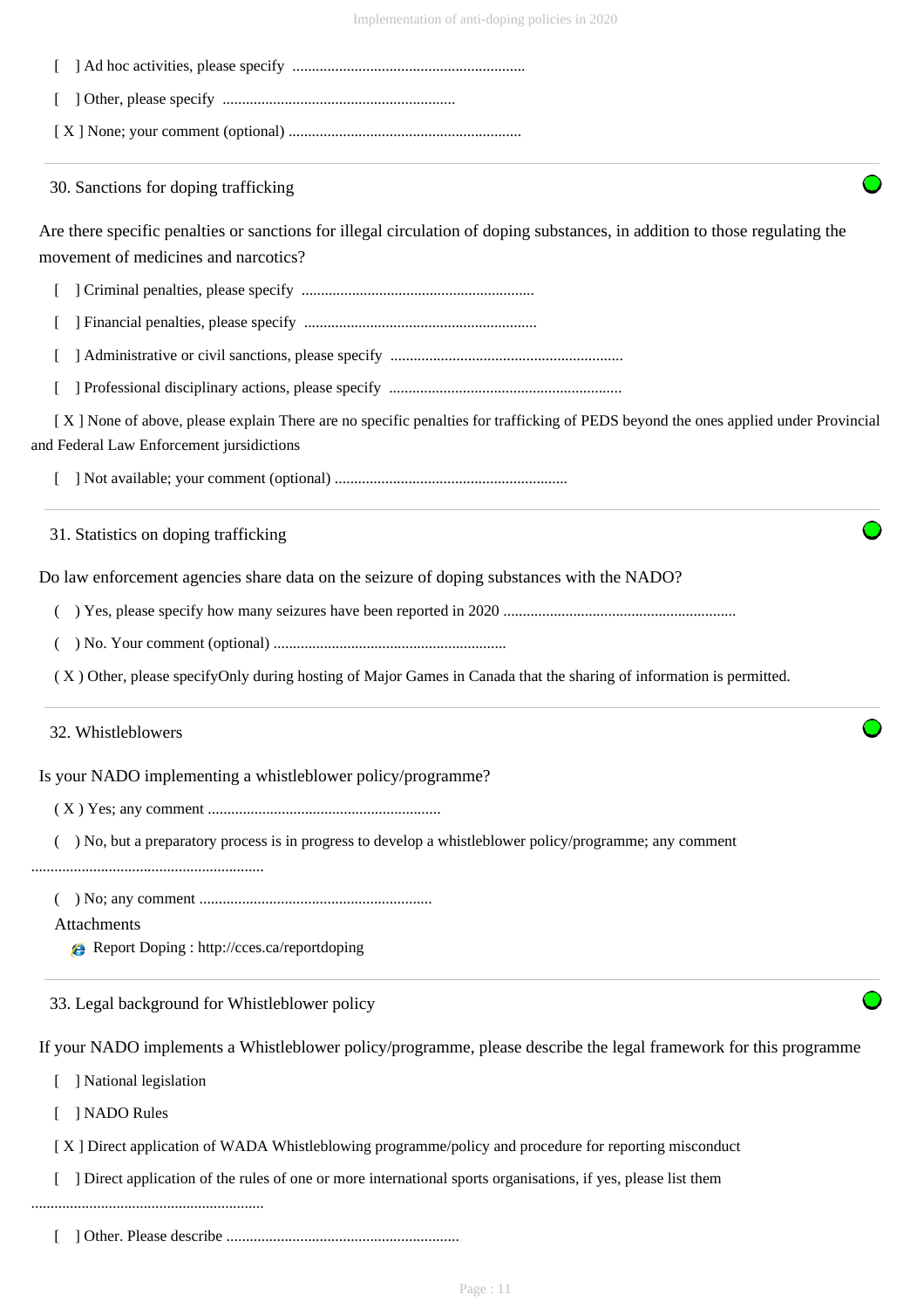[ ] Ad hoc activities, please specify ............................................................

[ ] Other, please specify ............................................................

[ X ] None; your comment (optional) ............................................................

---

30. Sanctions for doping trafficking

Are there specific penalties or sanctions for illegal circulation of doping substances, in addition to those regulating the movement of medicines and narcotics?

[ ] Criminal penalties, please specify ............................................................

[ ] Financial penalties, please specify ............................................................

[ ] Administrative or civil sanctions, please specify ............................................................

[ ] Professional disciplinary actions, please specify ............................................................

[ X ] None of above, please explain There are no specific penalties for trafficking of PEDS beyond the ones applied under Provincial and Federal Law Enforcement jursidictions

[ ] Not available; your comment (optional) ............................................................

---

31. Statistics on doping trafficking

Do law enforcement agencies share data on the seizure of doping substances with the NADO?

( ) Yes, please specify how many seizures have been reported in 2020 ............................................................

( ) No. Your comment (optional) ............................................................

( X ) Other, please specifyOnly during hosting of Major Games in Canada that the sharing of information is permitted.

---

32. Whistleblowers

Is your NADO implementing a whistleblower policy/programme?

( X ) Yes; any comment ............................................................

( ) No, but a preparatory process is in progress to develop a whistleblower policy/programme; any comment ............................................................

( ) No; any comment ............................................................

Attachments

Report Doping : http://cces.ca/reportdoping

---

33. Legal background for Whistleblower policy

If your NADO implements a Whistleblower policy/programme, please describe the legal framework for this programme

[ ] National legislation

[ ] NADO Rules

[ X ] Direct application of WADA Whistleblowing programme/policy and procedure for reporting misconduct

[ ] Direct application of the rules of one or more international sports organisations, if yes, please list them ............................................................

[ ] Other. Please describe ............................................................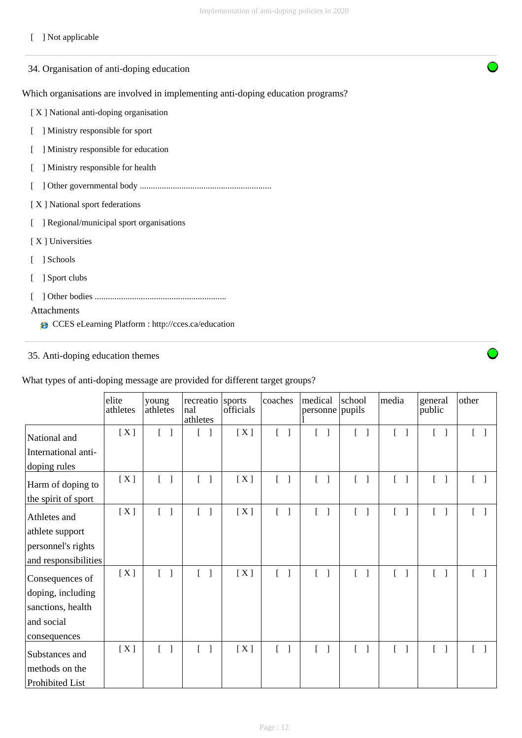[ ] Not applicable

## 34. Organisation of anti-doping education

Which organisations are involved in implementing anti-doping education programs?

[ X ] National anti-doping organisation

[ ] Ministry responsible for sport

[ ] Ministry responsible for education

[ ] Ministry responsible for health

[ ] Other governmental body ............................................................

[ X ] National sport federations

[ ] Regional/municipal sport organisations

[ X ] Universities

[ ] Schools

[ ] Sport clubs

[ ] Other bodies ............................................................

Attachments

- CCES eLearning Platform : http://cces.ca/education

## 35. Anti-doping education themes

What types of anti-doping message are provided for different target groups?

| | elite athletes | young athletes | recreational athletes | sports officials | coaches | medical personnel | school pupils | media | general public | other |
|---|---|---|---|---|---|---|---|---|---|---|
| National and International anti-doping rules | [ X ] | [ ] | [ ] | [ X ] | [ ] | [ ] | [ ] | [ ] | [ ] | [ ] |
| Harm of doping to the spirit of sport | [ X ] | [ ] | [ ] | [ X ] | [ ] | [ ] | [ ] | [ ] | [ ] | [ ] |
| Athletes and athlete support personnel's rights and responsibilities | [ X ] | [ ] | [ ] | [ X ] | [ ] | [ ] | [ ] | [ ] | [ ] | [ ] |
| Consequences of doping, including sanctions, health and social consequences | [ X ] | [ ] | [ ] | [ X ] | [ ] | [ ] | [ ] | [ ] | [ ] | [ ] |
| Substances and methods on the Prohibited List | [ X ] | [ ] | [ ] | [ X ] | [ ] | [ ] | [ ] | [ ] | [ ] | [ ] |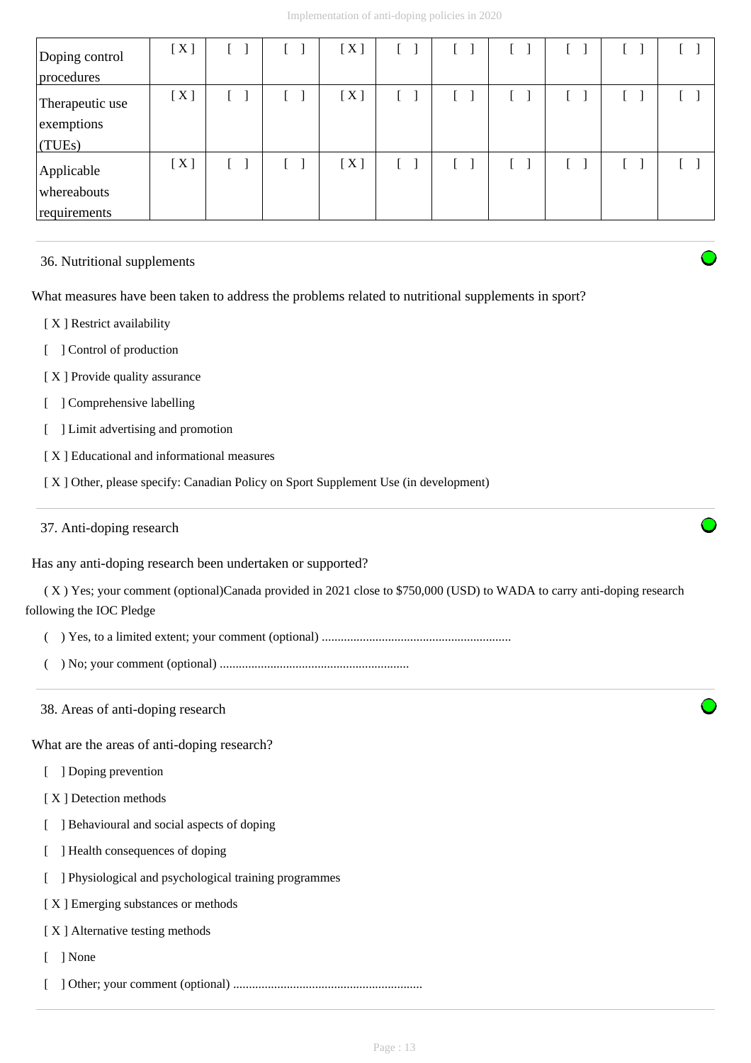| | | | | | | | | | | |
|---|---|---|---|---|---|---|---|---|---|---|
| Doping control procedures | [ X ] | [ ] | [ ] | [ X ] | [ ] | [ ] | [ ] | [ ] | [ ] | [ ] |
| Therapeutic use exemptions (TUEs) | [ X ] | [ ] | [ ] | [ X ] | [ ] | [ ] | [ ] | [ ] | [ ] | [ ] |
| Applicable whereabouts requirements | [ X ] | [ ] | [ ] | [ X ] | [ ] | [ ] | [ ] | [ ] | [ ] | [ ] |

36. Nutritional supplements

What measures have been taken to address the problems related to nutritional supplements in sport?

[ X ] Restrict availability

[ ] Control of production

[ X ] Provide quality assurance

[ ] Comprehensive labelling

[ ] Limit advertising and promotion

[ X ] Educational and informational measures

[ X ] Other, please specify: Canadian Policy on Sport Supplement Use (in development)

37. Anti-doping research

Has any anti-doping research been undertaken or supported?

( X ) Yes; your comment (optional)Canada provided in 2021 close to $750,000 (USD) to WADA to carry anti-doping research following the IOC Pledge

( ) Yes, to a limited extent; your comment (optional) ............................................................

( ) No; your comment (optional) ............................................................

38. Areas of anti-doping research

What are the areas of anti-doping research?

[ ] Doping prevention

[ X ] Detection methods

[ ] Behavioural and social aspects of doping

[ ] Health consequences of doping

[ ] Physiological and psychological training programmes

[ X ] Emerging substances or methods

[ X ] Alternative testing methods

[ ] None

[ ] Other; your comment (optional) ............................................................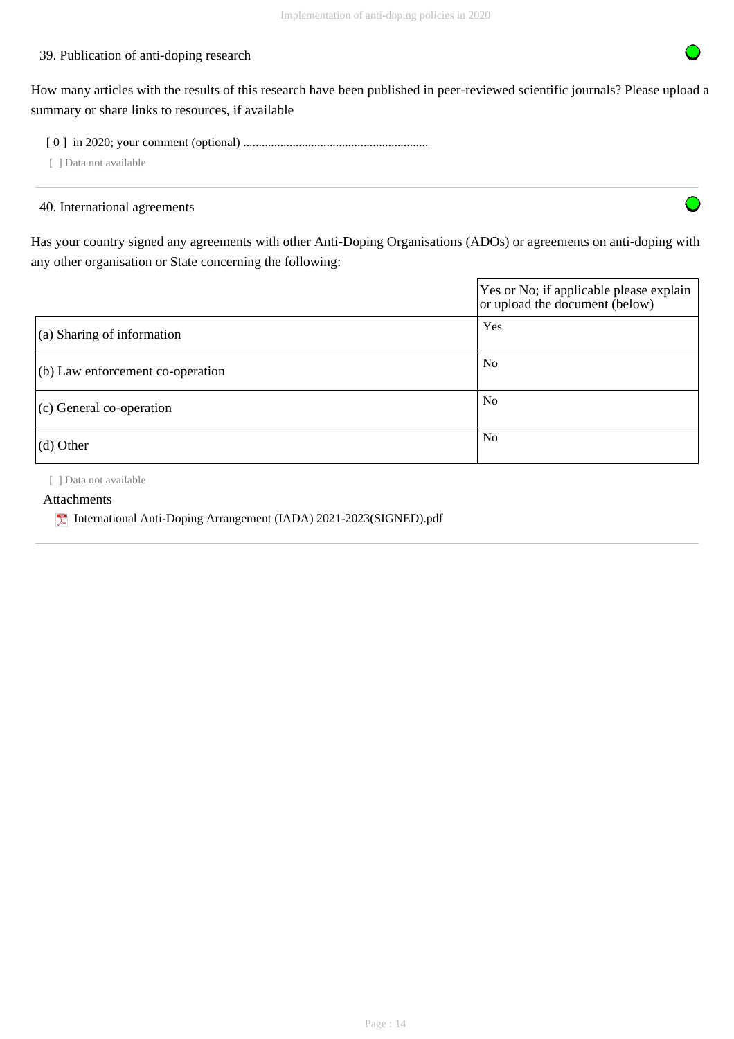39. Publication of anti-doping research

How many articles with the results of this research have been published in peer-reviewed scientific journals? Please upload a summary or share links to resources, if available

[ 0 ] in 2020; your comment (optional) ............................................................

[ ] Data not available

40. International agreements

Has your country signed any agreements with other Anti-Doping Organisations (ADOs) or agreements on anti-doping with any other organisation or State concerning the following:

| | Yes or No; if applicable please explain or upload the document (below) |
|---|---|
| (a) Sharing of information | Yes |
| (b) Law enforcement co-operation | No |
| (c) General co-operation | No |
| (d) Other | No |

[ ] Data not available

Attachments

International Anti-Doping Arrangement (IADA) 2021-2023(SIGNED).pdf